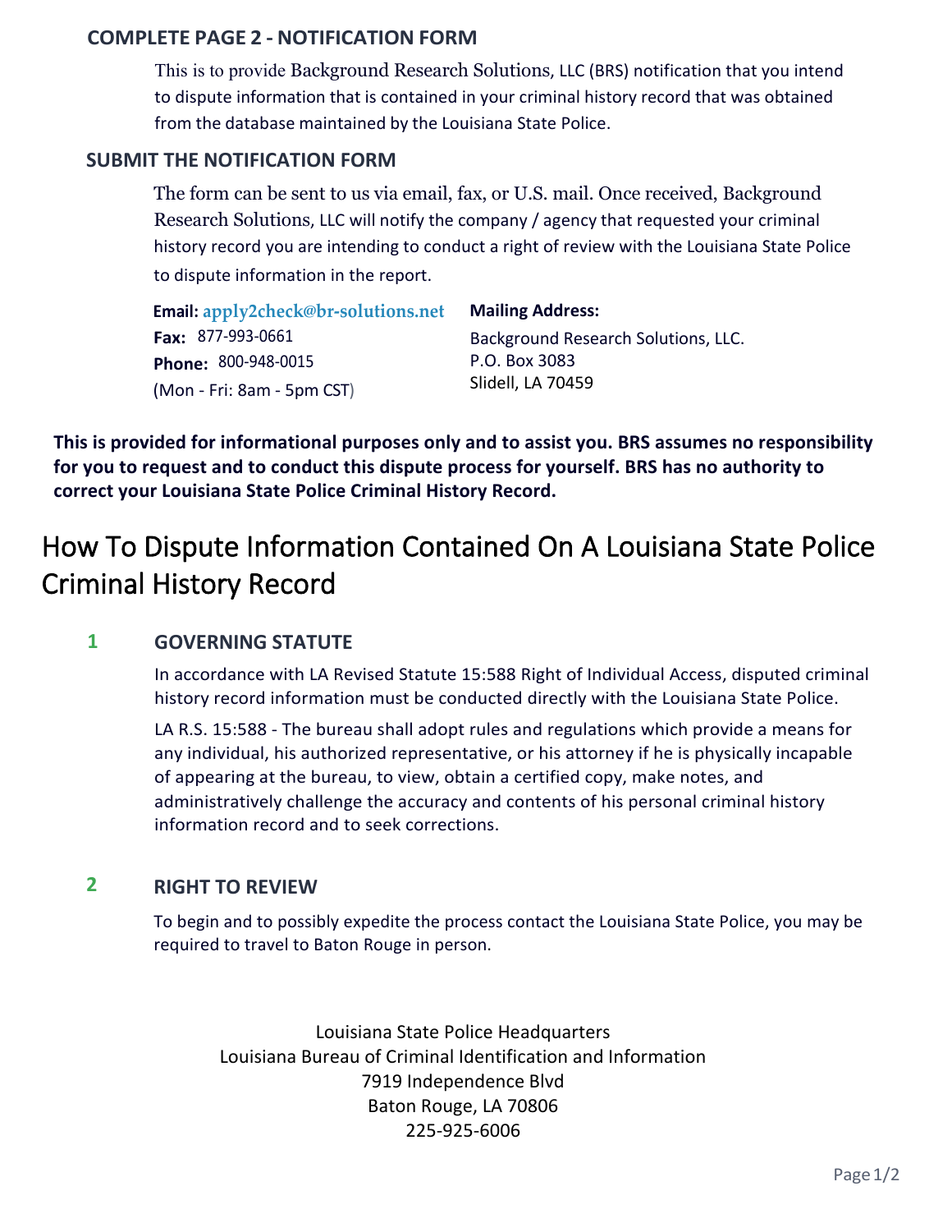## COMPLETE PAGE 2 - NOTIFICATION FORM

This is to provide Background Research Solutions, LLC (BRS) notification that you intend to dispute information that is contained in your criminal history record that was obtained from the database maintained by the Louisiana State Police.

## SUBMIT THE NOTIFICATION FORM

The form can be sent to us via email, fax, or U.S. mail. Once received, Background Research Solutions, LLC will notify the company / agency that requested your criminal history record you are intending to conduct a right of review with the Louisiana State Police to dispute information in the report.

**Email:** apply2check@br-solutions.net
**Fax:** 877-993-0661
**Phone:** 800-948-0015
(Mon - Fri: 8am - 5pm CST)

**Mailing Address:**
Background Research Solutions, LLC.
P.O. Box 3083
Slidell, LA 70459

**This is provided for informational purposes only and to assist you. BRS assumes no responsibility for you to request and to conduct this dispute process for yourself. BRS has no authority to correct your Louisiana State Police Criminal History Record.**

# How To Dispute Information Contained On A Louisiana State Police Criminal History Record

### 1 GOVERNING STATUTE

In accordance with LA Revised Statute 15:588 Right of Individual Access, disputed criminal history record information must be conducted directly with the Louisiana State Police.

LA R.S. 15:588 - The bureau shall adopt rules and regulations which provide a means for any individual, his authorized representative, or his attorney if he is physically incapable of appearing at the bureau, to view, obtain a certified copy, make notes, and administratively challenge the accuracy and contents of his personal criminal history information record and to seek corrections.

### 2 RIGHT TO REVIEW

To begin and to possibly expedite the process contact the Louisiana State Police, you may be required to travel to Baton Rouge in person.

Louisiana State Police Headquarters
Louisiana Bureau of Criminal Identification and Information
7919 Independence Blvd
Baton Rouge, LA 70806
225-925-6006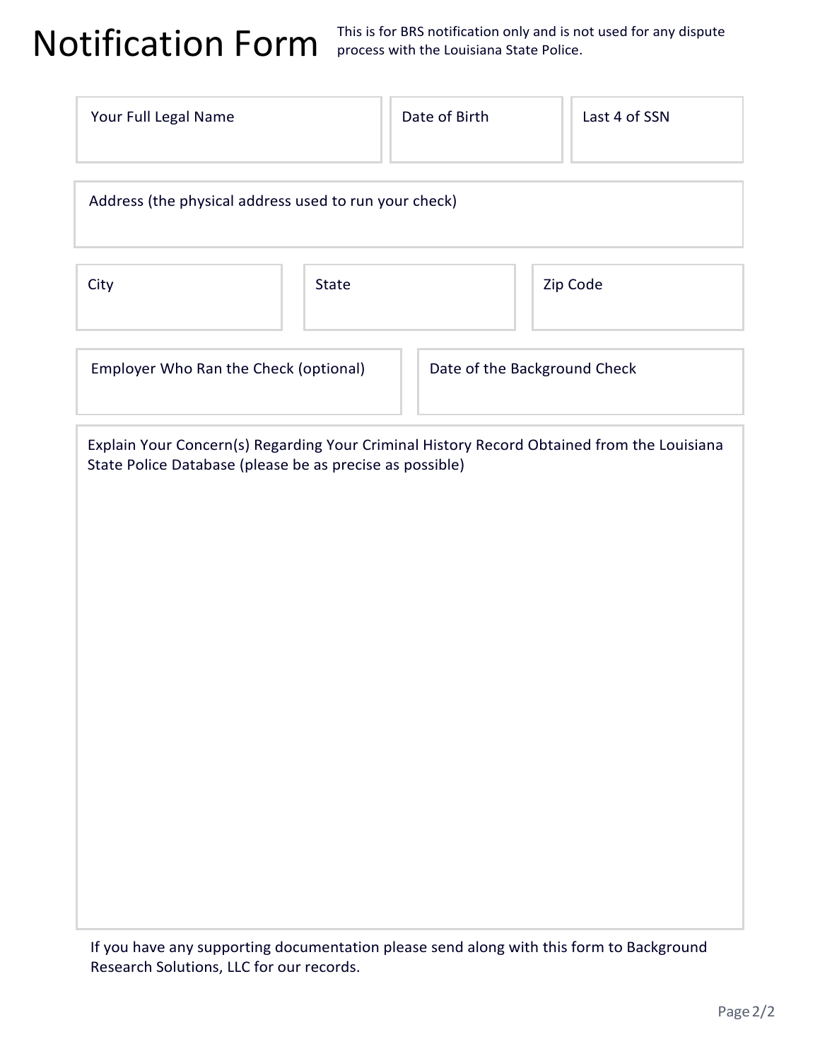# Notification Form

This is for BRS notification only and is not used for any dispute process with the Louisiana State Police.

| Your Full Legal Name | Date of Birth | Last 4 of SSN |
| --- | --- | --- |
| | | |

| Address (the physical address used to run your check) |
| --- |
| |

| City | State | Zip Code |
| --- | --- | --- |
| | | |

| Employer Who Ran the Check (optional) | Date of the Background Check |
| --- | --- |
| | |

| Explain Your Concern(s) Regarding Your Criminal History Record Obtained from the Louisiana State Police Database (please be as precise as possible) |
| --- |
| |

If you have any supporting documentation please send along with this form to Background Research Solutions, LLC for our records.